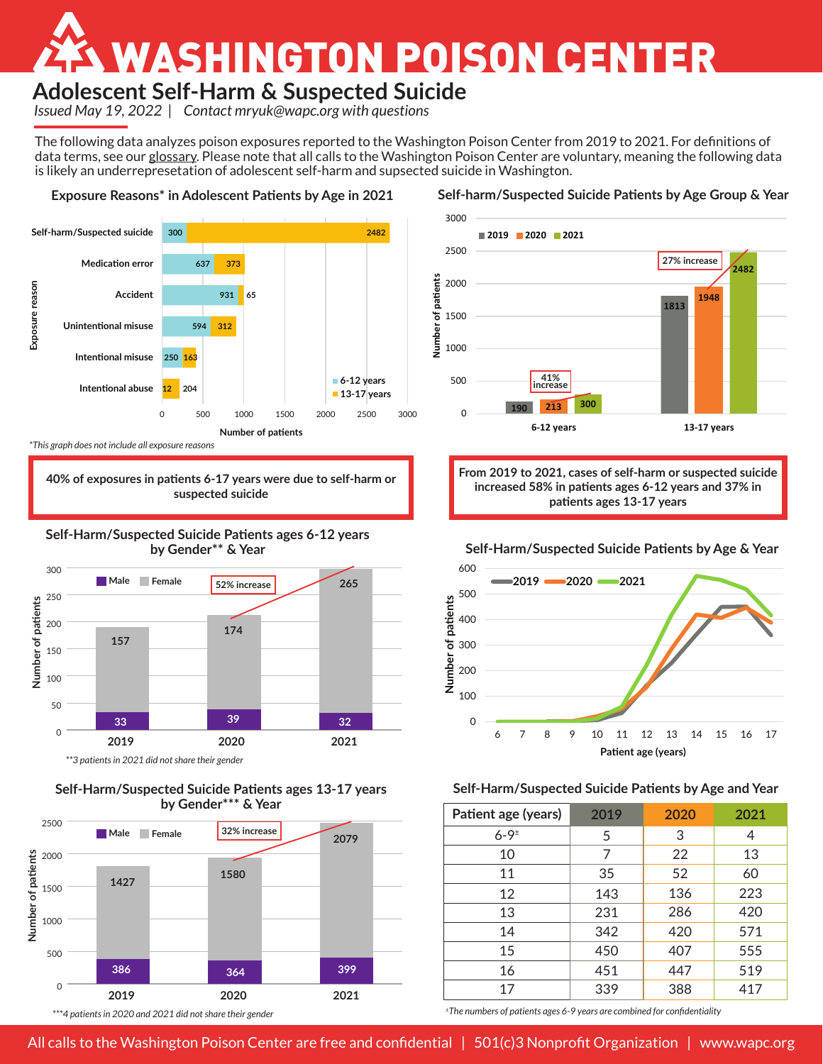# WASHINGTON POISON CENTER

## Adolescent Self-Harm & Suspected Suicide

*Issued May 19, 2022 | Contact mryuk@wapc.org with questions*

The following data analyzes poison exposures reported to the Washington Poison Center from 2019 to 2021. For definitions of data terms, see our glossary. Please note that all calls to the Washington Poison Center are voluntary, meaning the following data is likely an underrepresetation of adolescent self-harm and supsected suicide in Washington.

### Exposure Reasons* in Adolescent Patients by Age in 2021

| Exposure reason | 6-12 years | 13-17 years |
|---|---|---|
| Self-harm/Suspected suicide | 300 | 2482 |
| Medication error | 637 | 373 |
| Accident | 931 | 65 |
| Unintentional misuse | 594 | 312 |
| Intentional misuse | 250 | 163 |
| Intentional abuse | 12 | 204 |

*This graph does not include all exposure reasons

**40% of exposures in patients 6-17 years were due to self-harm or suspected suicide**

### Self-harm/Suspected Suicide Patients by Age Group & Year

| Age group | 2019 | 2020 | 2021 |
|---|---|---|---|
| 6-12 years | 190 | 213 | 300 (41% increase) |
| 13-17 years | 1813 | 1948 | 2482 (27% increase) |

**From 2019 to 2021, cases of self-harm or suspected suicide increased 58% in patients ages 6-12 years and 37% in patients ages 13-17 years**

### Self-Harm/Suspected Suicide Patients ages 6-12 years by Gender** & Year

| Year | Male | Female |
|---|---|---|
| 2019 | 33 | 157 |
| 2020 | 39 | 174 |
| 2021 | 32 | 265 |

52% increase

*\*\*3 patients in 2021 did not share their gender*

### Self-Harm/Suspected Suicide Patients ages 13-17 years by Gender*** & Year

| Year | Male | Female |
|---|---|---|
| 2019 | 386 | 1427 |
| 2020 | 364 | 1580 |
| 2021 | 399 | 2079 |

32% increase

*\*\*\*4 patients in 2020 and 2021 did not share their gender*

### Self-Harm/Suspected Suicide Patients by Age & Year

(Line chart: Number of patients by Patient age (years), 6–17, for 2019, 2020, 2021)

### Self-Harm/Suspected Suicide Patients by Age and Year

| Patient age (years) | 2019 | 2020 | 2021 |
|---|---|---|---|
| 6-9± | 5 | 3 | 4 |
| 10 | 7 | 22 | 13 |
| 11 | 35 | 52 | 60 |
| 12 | 143 | 136 | 223 |
| 13 | 231 | 286 | 420 |
| 14 | 342 | 420 | 571 |
| 15 | 450 | 407 | 555 |
| 16 | 451 | 447 | 519 |
| 17 | 339 | 388 | 417 |

*±The numbers of patients ages 6-9 years are combined for confidentiality*

All calls to the Washington Poison Center are free and confidential | 501(c)3 Nonprofit Organization | www.wapc.org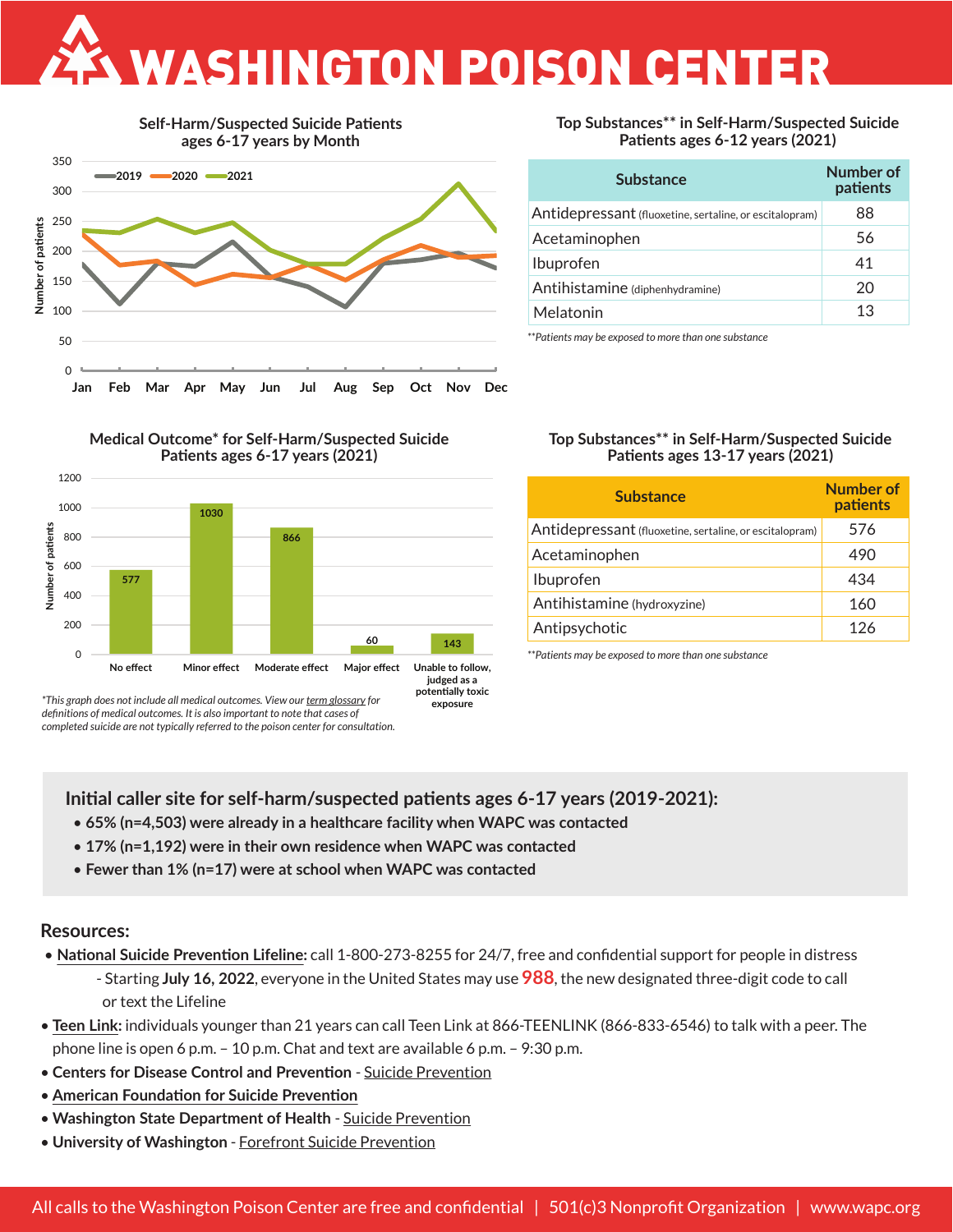# WASHINGTON POISON CENTER

**Self-Harm/Suspected Suicide Patients ages 6-17 years by Month**

350
300
250
200
150
100
50
0

Number of patients

2019 2020 2021

Jan Feb Mar Apr May Jun Jul Aug Sep Oct Nov Dec

**Top Substances\*\* in Self-Harm/Suspected Suicide Patients ages 6-12 years (2021)**

| Substance | Number of patients |
|---|---|
| Antidepressant (fluoxetine, sertaline, or escitalopram) | 88 |
| Acetaminophen | 56 |
| Ibuprofen | 41 |
| Antihistamine (diphenhydramine) | 20 |
| Melatonin | 13 |

*\*\*Patients may be exposed to more than one substance*

**Medical Outcome\* for Self-Harm/Suspected Suicide Patients ages 6-17 years (2021)**

1200
1000
800
600
400
200
0

Number of patients

577 No effect
1030 Minor effect
866 Moderate effect
60 Major effect
143 Unable to follow, judged as a potentially toxic exposure

*\*This graph does not include all medical outcomes. View our term glossary for definitions of medical outcomes. It is also important to note that cases of completed suicide are not typically referred to the poison center for consultation.*

**Top Substances\*\* in Self-Harm/Suspected Suicide Patients ages 13-17 years (2021)**

| Substance | Number of patients |
|---|---|
| Antidepressant (fluoxetine, sertaline, or escitalopram) | 576 |
| Acetaminophen | 490 |
| Ibuprofen | 434 |
| Antihistamine (hydroxyzine) | 160 |
| Antipsychotic | 126 |

*\*\*Patients may be exposed to more than one substance*

**Initial caller site for self-harm/suspected patients ages 6-17 years (2019-2021):**

- **65% (n=4,503) were already in a healthcare facility when WAPC was contacted**
- **17% (n=1,192) were in their own residence when WAPC was contacted**
- **Fewer than 1% (n=17) were at school when WAPC was contacted**

## Resources:

- **National Suicide Prevention Lifeline:** call 1-800-273-8255 for 24/7, free and confidential support for people in distress
  - Starting **July 16, 2022**, everyone in the United States may use **988**, the new designated three-digit code to call or text the Lifeline
- **Teen Link:** individuals younger than 21 years can call Teen Link at 866-TEENLINK (866-833-6546) to talk with a peer. The phone line is open 6 p.m. – 10 p.m. Chat and text are available 6 p.m. – 9:30 p.m.
- **Centers for Disease Control and Prevention** - Suicide Prevention
- **American Foundation for Suicide Prevention**
- **Washington State Department of Health** - Suicide Prevention
- **University of Washington** - Forefront Suicide Prevention

All calls to the Washington Poison Center are free and confidential | 501(c)3 Nonprofit Organization | www.wapc.org